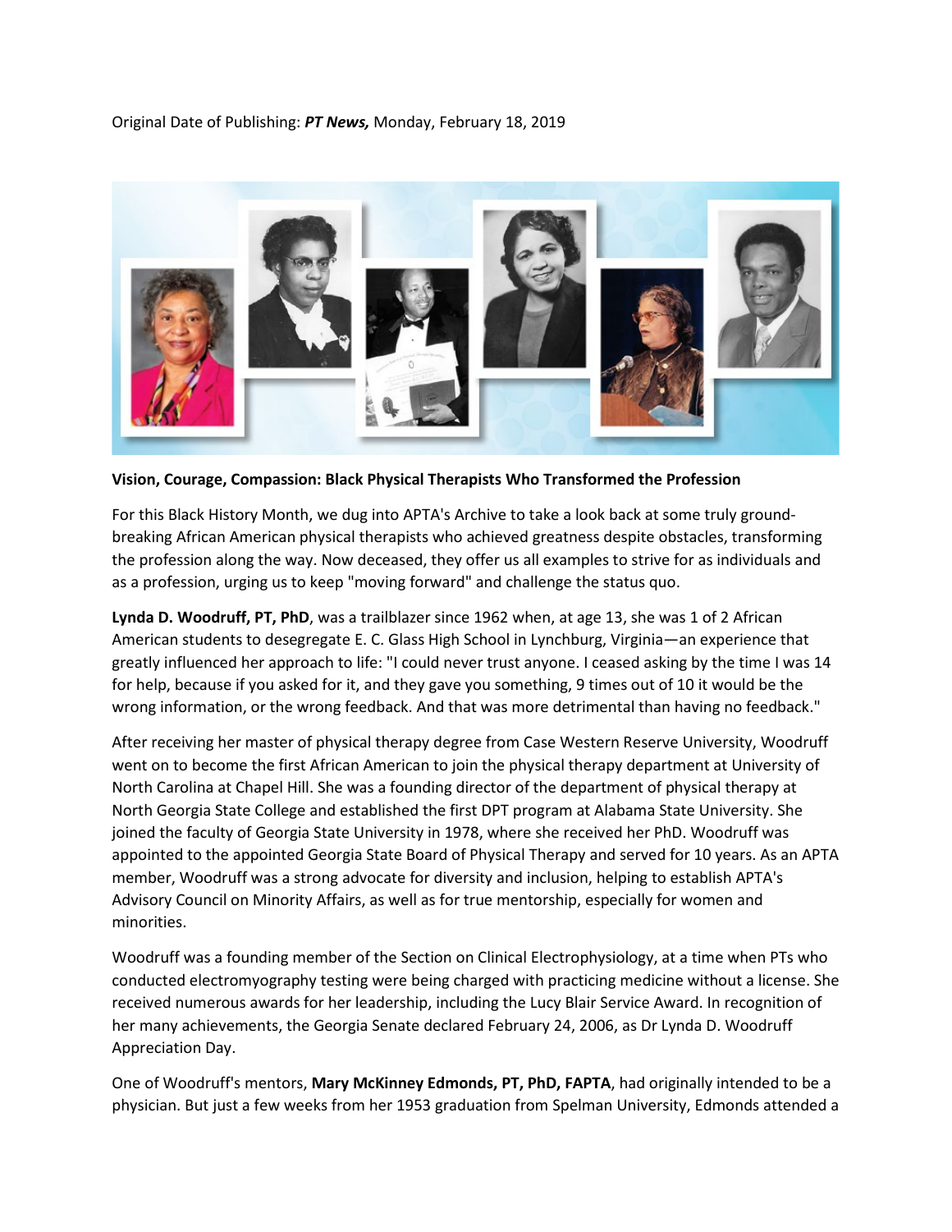Original Date of Publishing: ***PT News,*** Monday, February 18, 2019

**Vision, Courage, Compassion: Black Physical Therapists Who Transformed the Profession**

For this Black History Month, we dug into APTA's Archive to take a look back at some truly ground-breaking African American physical therapists who achieved greatness despite obstacles, transforming the profession along the way. Now deceased, they offer us all examples to strive for as individuals and as a profession, urging us to keep "moving forward" and challenge the status quo.

**Lynda D. Woodruff, PT, PhD**, was a trailblazer since 1962 when, at age 13, she was 1 of 2 African American students to desegregate E. C. Glass High School in Lynchburg, Virginia—an experience that greatly influenced her approach to life: "I could never trust anyone. I ceased asking by the time I was 14 for help, because if you asked for it, and they gave you something, 9 times out of 10 it would be the wrong information, or the wrong feedback. And that was more detrimental than having no feedback."

After receiving her master of physical therapy degree from Case Western Reserve University, Woodruff went on to become the first African American to join the physical therapy department at University of North Carolina at Chapel Hill. She was a founding director of the department of physical therapy at North Georgia State College and established the first DPT program at Alabama State University. She joined the faculty of Georgia State University in 1978, where she received her PhD. Woodruff was appointed to the appointed Georgia State Board of Physical Therapy and served for 10 years. As an APTA member, Woodruff was a strong advocate for diversity and inclusion, helping to establish APTA's Advisory Council on Minority Affairs, as well as for true mentorship, especially for women and minorities.

Woodruff was a founding member of the Section on Clinical Electrophysiology, at a time when PTs who conducted electromyography testing were being charged with practicing medicine without a license. She received numerous awards for her leadership, including the Lucy Blair Service Award. In recognition of her many achievements, the Georgia Senate declared February 24, 2006, as Dr Lynda D. Woodruff Appreciation Day.

One of Woodruff's mentors, **Mary McKinney Edmonds, PT, PhD, FAPTA**, had originally intended to be a physician. But just a few weeks from her 1953 graduation from Spelman University, Edmonds attended a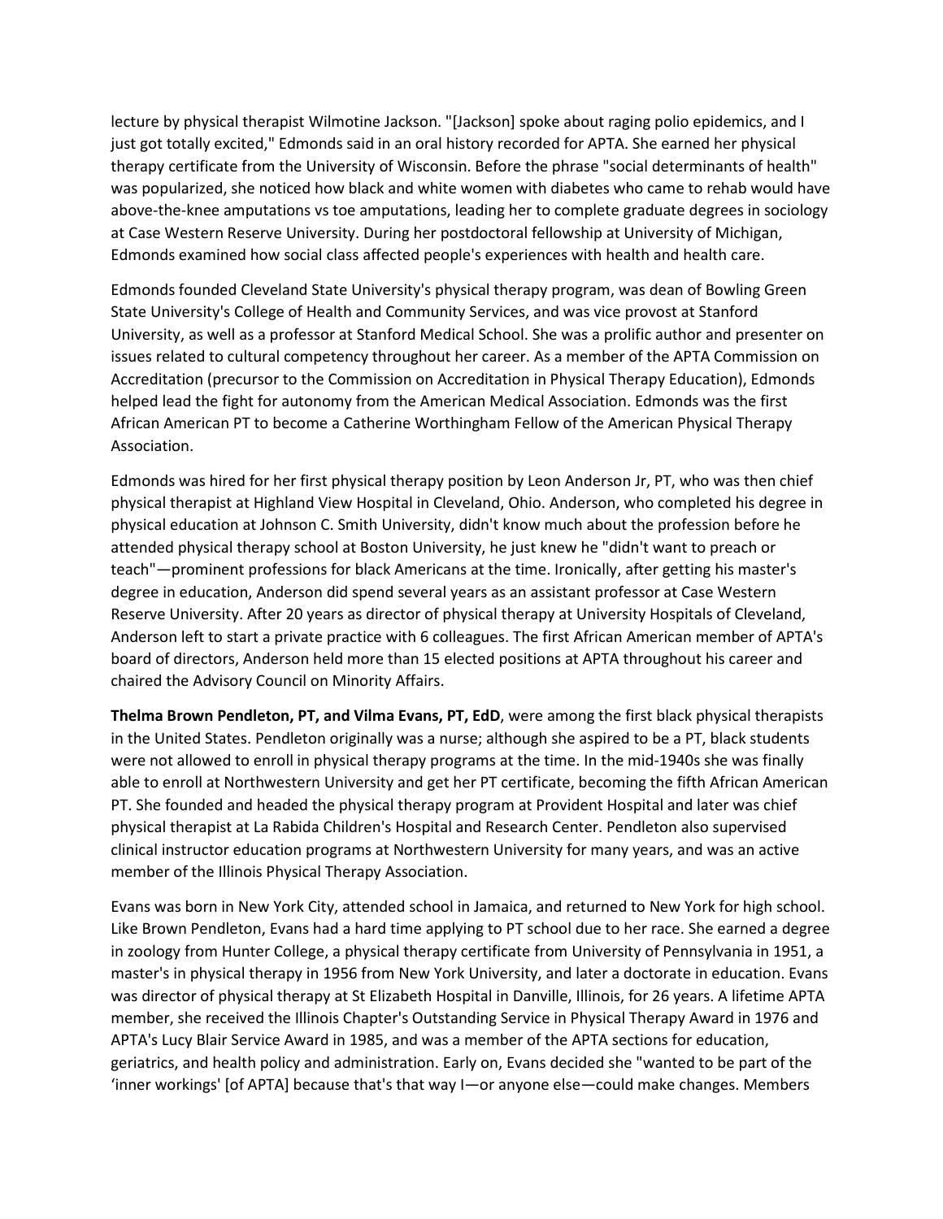lecture by physical therapist Wilmotine Jackson. "[Jackson] spoke about raging polio epidemics, and I just got totally excited," Edmonds said in an oral history recorded for APTA. She earned her physical therapy certificate from the University of Wisconsin. Before the phrase "social determinants of health" was popularized, she noticed how black and white women with diabetes who came to rehab would have above-the-knee amputations vs toe amputations, leading her to complete graduate degrees in sociology at Case Western Reserve University. During her postdoctoral fellowship at University of Michigan, Edmonds examined how social class affected people's experiences with health and health care.

Edmonds founded Cleveland State University's physical therapy program, was dean of Bowling Green State University's College of Health and Community Services, and was vice provost at Stanford University, as well as a professor at Stanford Medical School. She was a prolific author and presenter on issues related to cultural competency throughout her career. As a member of the APTA Commission on Accreditation (precursor to the Commission on Accreditation in Physical Therapy Education), Edmonds helped lead the fight for autonomy from the American Medical Association. Edmonds was the first African American PT to become a Catherine Worthingham Fellow of the American Physical Therapy Association.

Edmonds was hired for her first physical therapy position by Leon Anderson Jr, PT, who was then chief physical therapist at Highland View Hospital in Cleveland, Ohio. Anderson, who completed his degree in physical education at Johnson C. Smith University, didn't know much about the profession before he attended physical therapy school at Boston University, he just knew he "didn't want to preach or teach"—prominent professions for black Americans at the time. Ironically, after getting his master's degree in education, Anderson did spend several years as an assistant professor at Case Western Reserve University. After 20 years as director of physical therapy at University Hospitals of Cleveland, Anderson left to start a private practice with 6 colleagues. The first African American member of APTA's board of directors, Anderson held more than 15 elected positions at APTA throughout his career and chaired the Advisory Council on Minority Affairs.

**Thelma Brown Pendleton, PT, and Vilma Evans, PT, EdD**, were among the first black physical therapists in the United States. Pendleton originally was a nurse; although she aspired to be a PT, black students were not allowed to enroll in physical therapy programs at the time. In the mid-1940s she was finally able to enroll at Northwestern University and get her PT certificate, becoming the fifth African American PT. She founded and headed the physical therapy program at Provident Hospital and later was chief physical therapist at La Rabida Children's Hospital and Research Center. Pendleton also supervised clinical instructor education programs at Northwestern University for many years, and was an active member of the Illinois Physical Therapy Association.

Evans was born in New York City, attended school in Jamaica, and returned to New York for high school. Like Brown Pendleton, Evans had a hard time applying to PT school due to her race. She earned a degree in zoology from Hunter College, a physical therapy certificate from University of Pennsylvania in 1951, a master's in physical therapy in 1956 from New York University, and later a doctorate in education. Evans was director of physical therapy at St Elizabeth Hospital in Danville, Illinois, for 26 years. A lifetime APTA member, she received the Illinois Chapter's Outstanding Service in Physical Therapy Award in 1976 and APTA's Lucy Blair Service Award in 1985, and was a member of the APTA sections for education, geriatrics, and health policy and administration. Early on, Evans decided she "wanted to be part of the 'inner workings' [of APTA] because that's that way I—or anyone else—could make changes. Members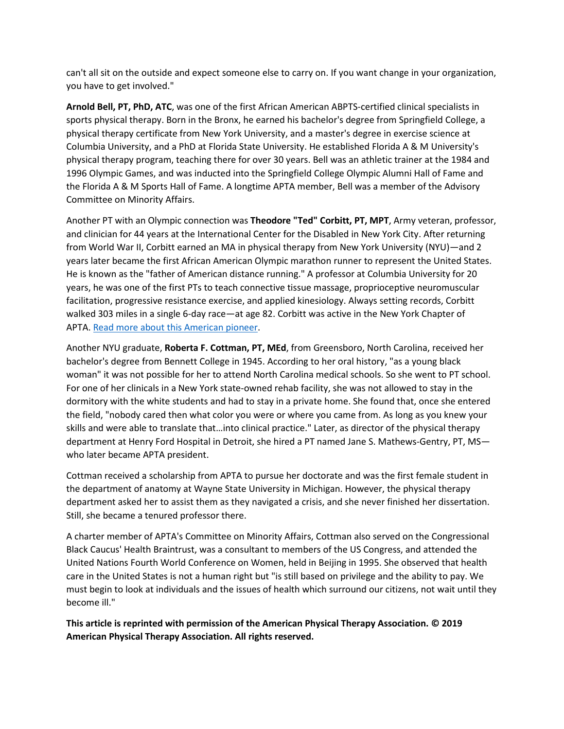can't all sit on the outside and expect someone else to carry on. If you want change in your organization, you have to get involved."

**Arnold Bell, PT, PhD, ATC**, was one of the first African American ABPTS-certified clinical specialists in sports physical therapy. Born in the Bronx, he earned his bachelor's degree from Springfield College, a physical therapy certificate from New York University, and a master's degree in exercise science at Columbia University, and a PhD at Florida State University. He established Florida A & M University's physical therapy program, teaching there for over 30 years. Bell was an athletic trainer at the 1984 and 1996 Olympic Games, and was inducted into the Springfield College Olympic Alumni Hall of Fame and the Florida A & M Sports Hall of Fame. A longtime APTA member, Bell was a member of the Advisory Committee on Minority Affairs.

Another PT with an Olympic connection was **Theodore "Ted" Corbitt, PT, MPT**, Army veteran, professor, and clinician for 44 years at the International Center for the Disabled in New York City. After returning from World War II, Corbitt earned an MA in physical therapy from New York University (NYU)—and 2 years later became the first African American Olympic marathon runner to represent the United States. He is known as the "father of American distance running." A professor at Columbia University for 20 years, he was one of the first PTs to teach connective tissue massage, proprioceptive neuromuscular facilitation, progressive resistance exercise, and applied kinesiology. Always setting records, Corbitt walked 303 miles in a single 6-day race—at age 82. Corbitt was active in the New York Chapter of APTA. [Read more about this American pioneer].

Another NYU graduate, **Roberta F. Cottman, PT, MEd**, from Greensboro, North Carolina, received her bachelor's degree from Bennett College in 1945. According to her oral history, "as a young black woman" it was not possible for her to attend North Carolina medical schools. So she went to PT school. For one of her clinicals in a New York state-owned rehab facility, she was not allowed to stay in the dormitory with the white students and had to stay in a private home. She found that, once she entered the field, "nobody cared then what color you were or where you came from. As long as you knew your skills and were able to translate that…into clinical practice." Later, as director of the physical therapy department at Henry Ford Hospital in Detroit, she hired a PT named Jane S. Mathews-Gentry, PT, MS—who later became APTA president.

Cottman received a scholarship from APTA to pursue her doctorate and was the first female student in the department of anatomy at Wayne State University in Michigan. However, the physical therapy department asked her to assist them as they navigated a crisis, and she never finished her dissertation. Still, she became a tenured professor there.

A charter member of APTA's Committee on Minority Affairs, Cottman also served on the Congressional Black Caucus' Health Braintrust, was a consultant to members of the US Congress, and attended the United Nations Fourth World Conference on Women, held in Beijing in 1995. She observed that health care in the United States is not a human right but "is still based on privilege and the ability to pay. We must begin to look at individuals and the issues of health which surround our citizens, not wait until they become ill."

**This article is reprinted with permission of the American Physical Therapy Association. © 2019 American Physical Therapy Association. All rights reserved.**